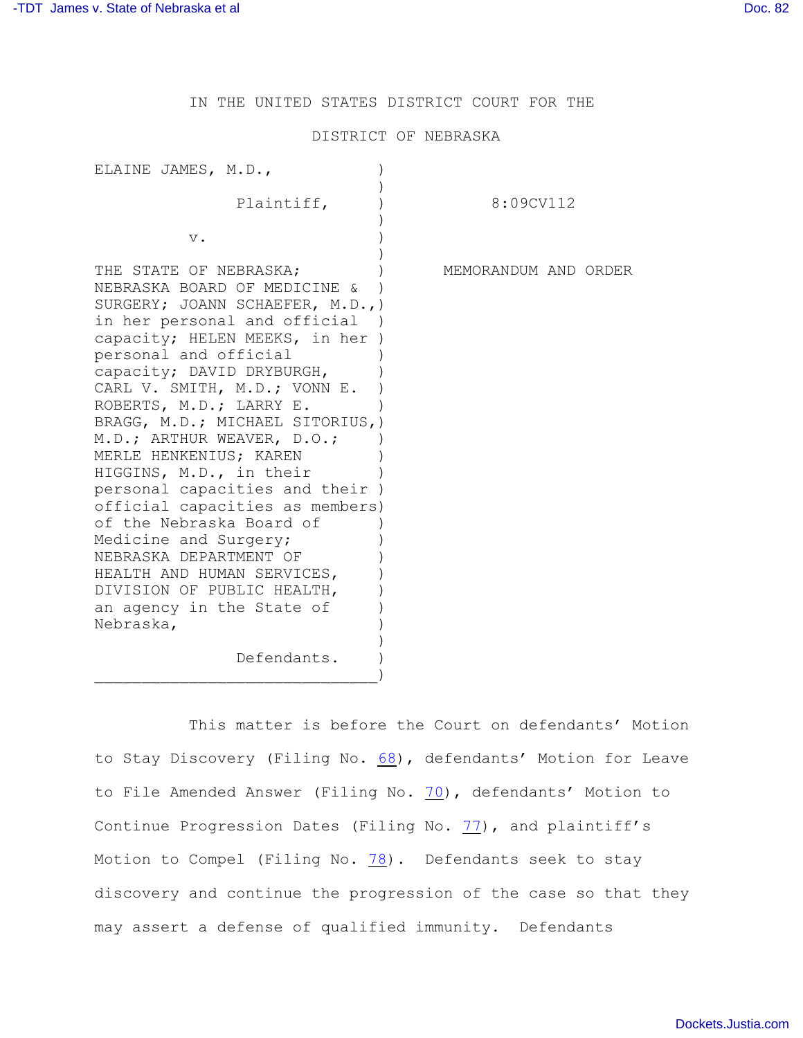IN THE UNITED STATES DISTRICT COURT FOR THE

DISTRICT OF NEBRASKA

ELAINE JAMES, M.D.,

Plaintiff,

v.

THE STATE OF NEBRASKA; NEBRASKA BOARD OF MEDICINE & SURGERY; JOANN SCHAEFER, M.D., in her personal and official capacity; HELEN MEEKS, in her personal and official capacity; DAVID DRYBURGH, CARL V. SMITH, M.D.; VONN E. ROBERTS, M.D.; LARRY E. BRAGG, M.D.; MICHAEL SITORIUS, M.D.; ARTHUR WEAVER, D.O.; MERLE HENKENIUS; KAREN HIGGINS, M.D., in their personal capacities and their official capacities as members of the Nebraska Board of Medicine and Surgery; NEBRASKA DEPARTMENT OF HEALTH AND HUMAN SERVICES, DIVISION OF PUBLIC HEALTH, an agency in the State of Nebraska,

Defendants.

8:09CV112

MEMORANDUM AND ORDER

This matter is before the Court on defendants' Motion to Stay Discovery (Filing No. 68), defendants' Motion for Leave to File Amended Answer (Filing No. 70), defendants' Motion to Continue Progression Dates (Filing No. 77), and plaintiff's Motion to Compel (Filing No. 78). Defendants seek to stay discovery and continue the progression of the case so that they may assert a defense of qualified immunity. Defendants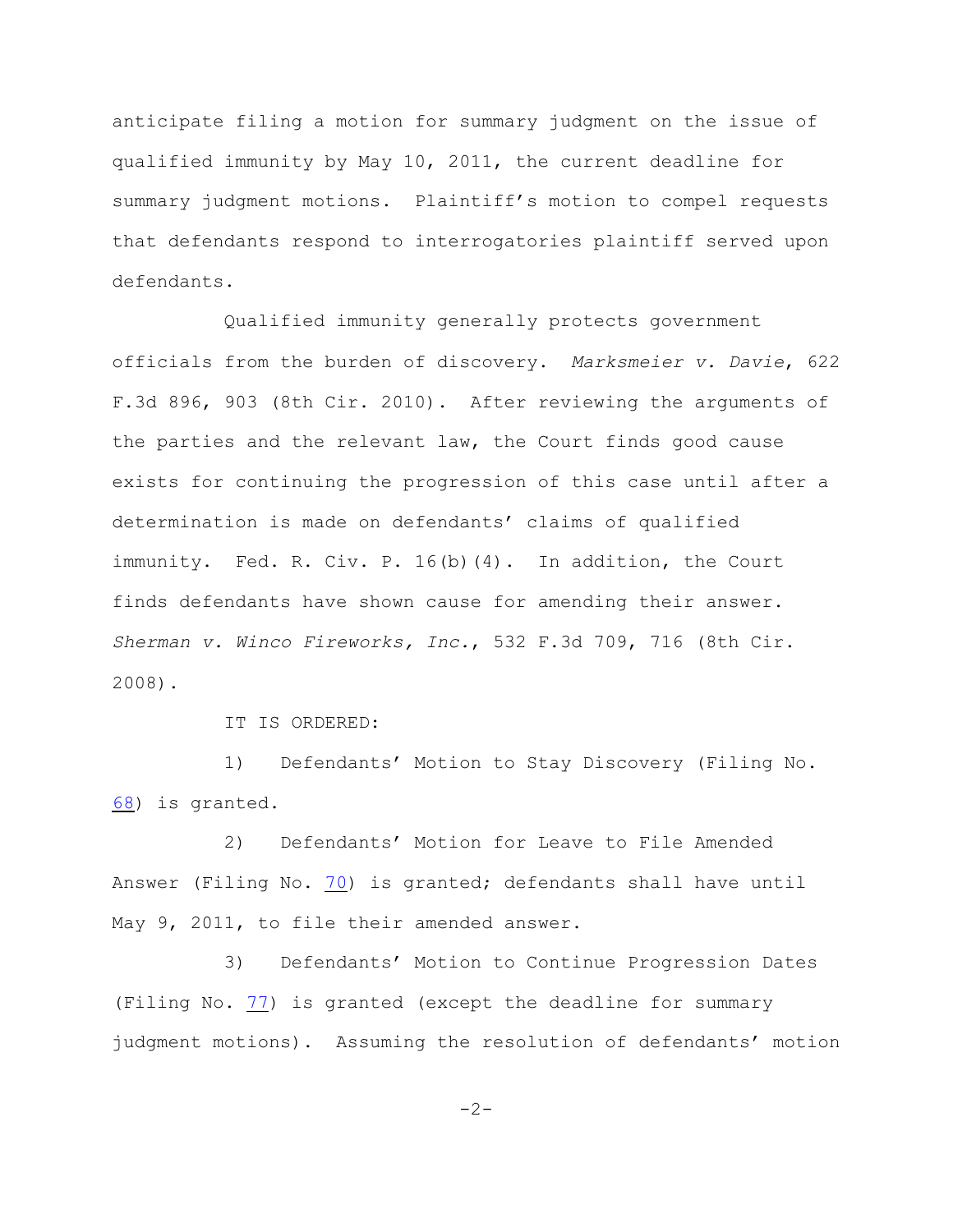anticipate filing a motion for summary judgment on the issue of qualified immunity by May 10, 2011, the current deadline for summary judgment motions. Plaintiff's motion to compel requests that defendants respond to interrogatories plaintiff served upon defendants.

Qualified immunity generally protects government officials from the burden of discovery. *Marksmeier v. Davie*, 622 F.3d 896, 903 (8th Cir. 2010). After reviewing the arguments of the parties and the relevant law, the Court finds good cause exists for continuing the progression of this case until after a determination is made on defendants' claims of qualified immunity. Fed. R. Civ. P. 16(b)(4). In addition, the Court finds defendants have shown cause for amending their answer. *Sherman v. Winco Fireworks, Inc.*, 532 F.3d 709, 716 (8th Cir. 2008).

IT IS ORDERED:

1) Defendants' Motion to Stay Discovery (Filing No. 68) is granted.

2) Defendants' Motion for Leave to File Amended Answer (Filing No. 70) is granted; defendants shall have until May 9, 2011, to file their amended answer.

3) Defendants' Motion to Continue Progression Dates (Filing No. 77) is granted (except the deadline for summary judgment motions). Assuming the resolution of defendants' motion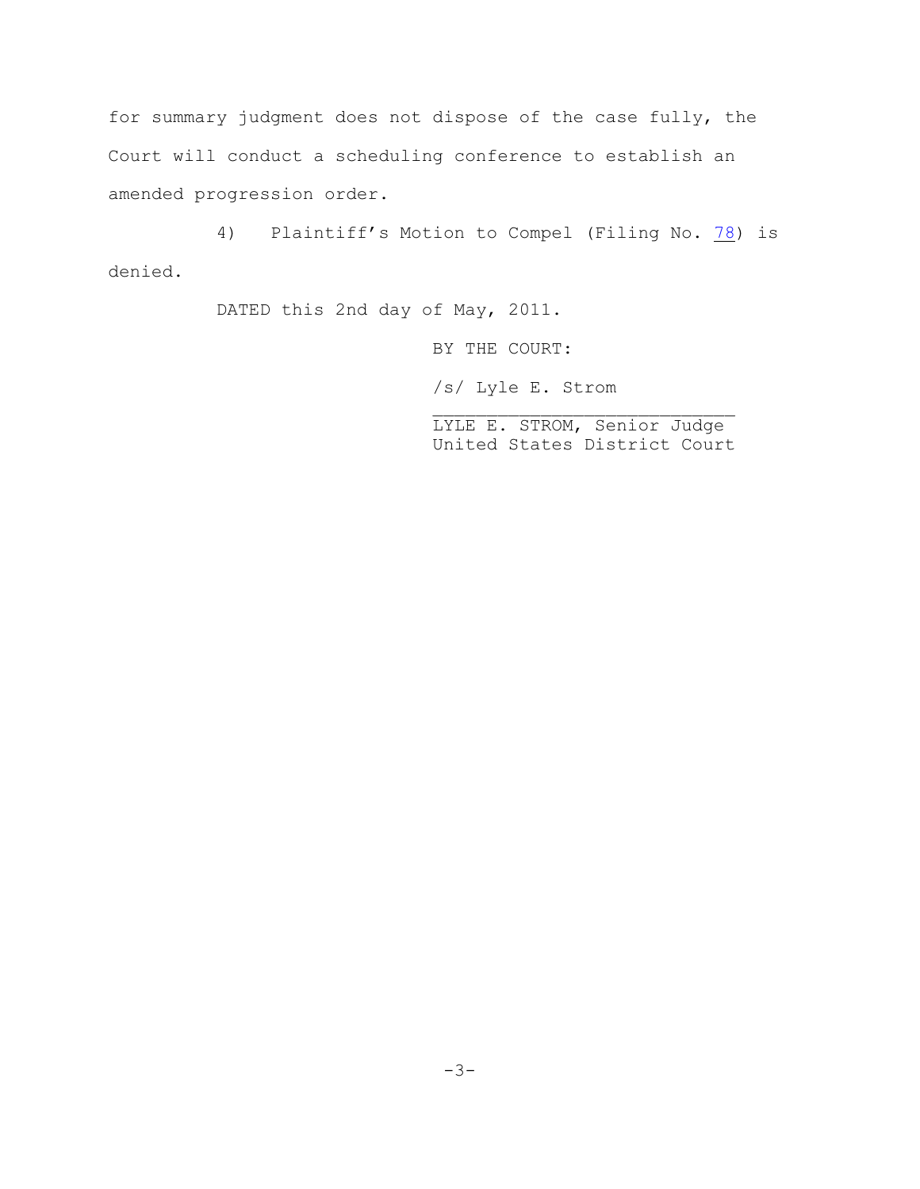for summary judgment does not dispose of the case fully, the Court will conduct a scheduling conference to establish an amended progression order.

4) Plaintiff's Motion to Compel (Filing No. 78) is denied.

DATED this 2nd day of May, 2011.

BY THE COURT:

/s/ Lyle E. Strom

LYLE E. STROM, Senior Judge
United States District Court